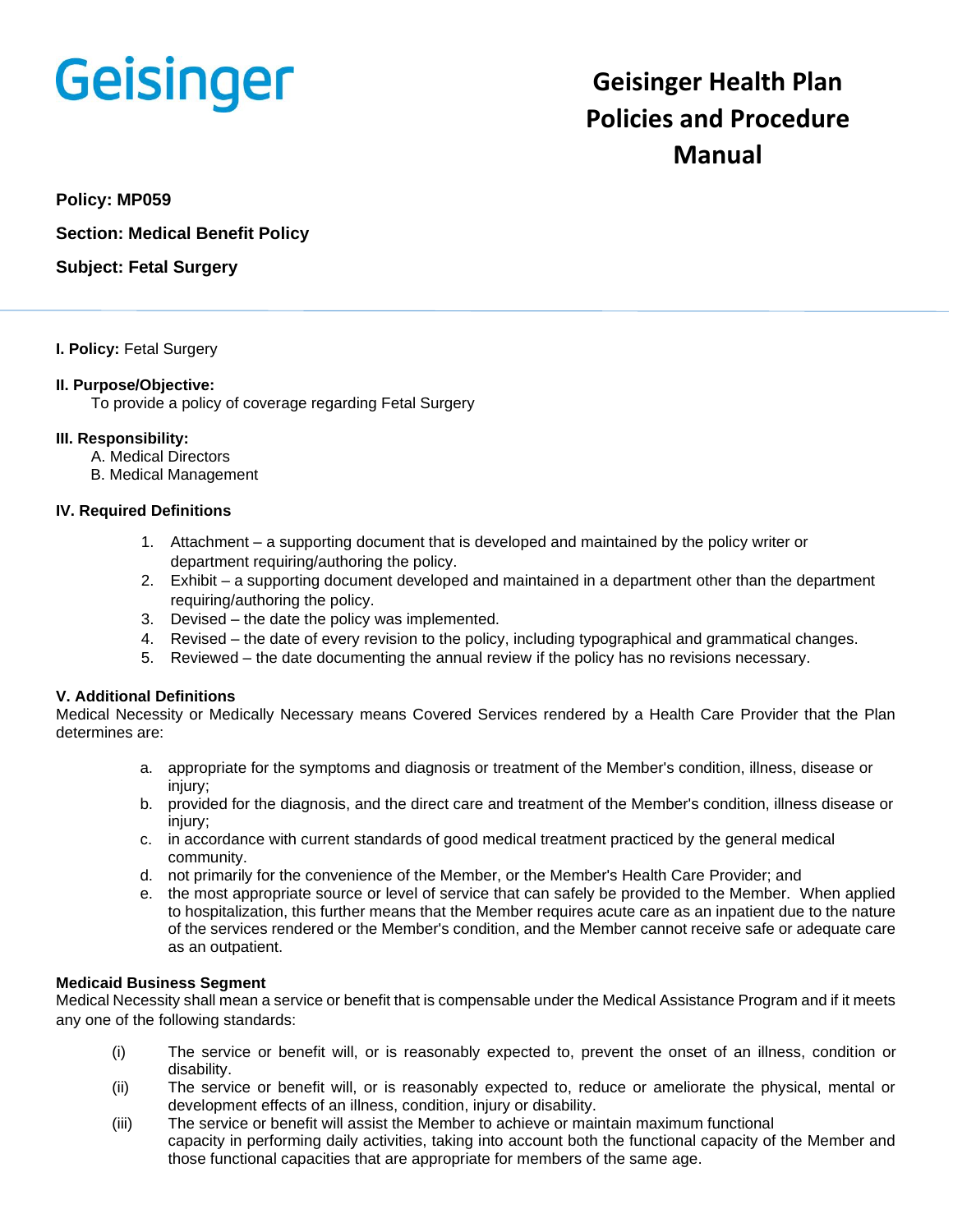Geisinger

# Geisinger Health Plan Policies and Procedure Manual

**Policy: MP059**

**Section: Medical Benefit Policy**

**Subject: Fetal Surgery**

---

**I. Policy:** Fetal Surgery

**II. Purpose/Objective:**
To provide a policy of coverage regarding Fetal Surgery

**III. Responsibility:**
A. Medical Directors
B. Medical Management

**IV. Required Definitions**

1. Attachment – a supporting document that is developed and maintained by the policy writer or department requiring/authoring the policy.
2. Exhibit – a supporting document developed and maintained in a department other than the department requiring/authoring the policy.
3. Devised – the date the policy was implemented.
4. Revised – the date of every revision to the policy, including typographical and grammatical changes.
5. Reviewed – the date documenting the annual review if the policy has no revisions necessary.

**V. Additional Definitions**
Medical Necessity or Medically Necessary means Covered Services rendered by a Health Care Provider that the Plan determines are:

a. appropriate for the symptoms and diagnosis or treatment of the Member's condition, illness, disease or injury;
b. provided for the diagnosis, and the direct care and treatment of the Member's condition, illness disease or injury;
c. in accordance with current standards of good medical treatment practiced by the general medical community.
d. not primarily for the convenience of the Member, or the Member's Health Care Provider; and
e. the most appropriate source or level of service that can safely be provided to the Member. When applied to hospitalization, this further means that the Member requires acute care as an inpatient due to the nature of the services rendered or the Member's condition, and the Member cannot receive safe or adequate care as an outpatient.

**Medicaid Business Segment**
Medical Necessity shall mean a service or benefit that is compensable under the Medical Assistance Program and if it meets any one of the following standards:

(i) The service or benefit will, or is reasonably expected to, prevent the onset of an illness, condition or disability.
(ii) The service or benefit will, or is reasonably expected to, reduce or ameliorate the physical, mental or development effects of an illness, condition, injury or disability.
(iii) The service or benefit will assist the Member to achieve or maintain maximum functional capacity in performing daily activities, taking into account both the functional capacity of the Member and those functional capacities that are appropriate for members of the same age.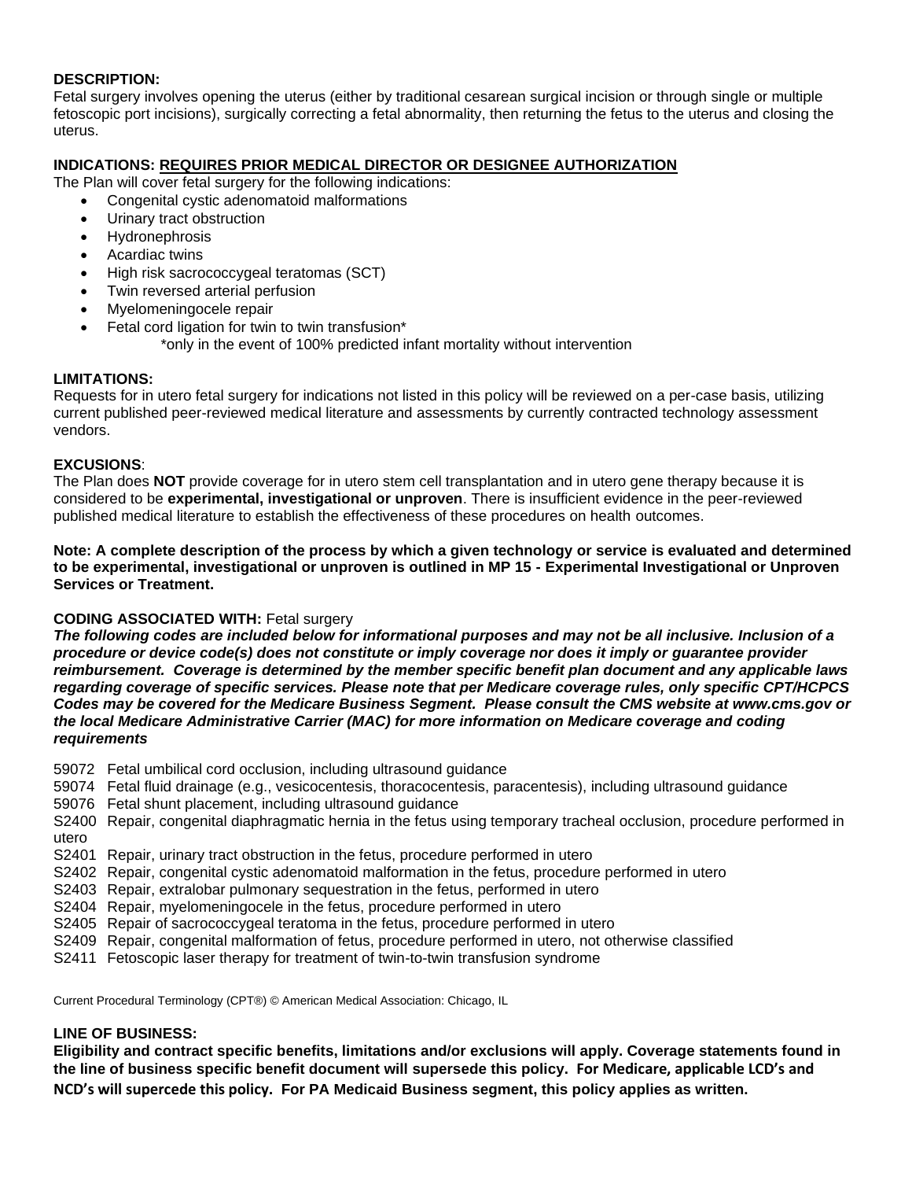**DESCRIPTION:**
Fetal surgery involves opening the uterus (either by traditional cesarean surgical incision or through single or multiple fetoscopic port incisions), surgically correcting a fetal abnormality, then returning the fetus to the uterus and closing the uterus.

**INDICATIONS: REQUIRES PRIOR MEDICAL DIRECTOR OR DESIGNEE AUTHORIZATION**
The Plan will cover fetal surgery for the following indications:

- Congenital cystic adenomatoid malformations
- Urinary tract obstruction
- Hydronephrosis
- Acardiac twins
- High risk sacrococcygeal teratomas (SCT)
- Twin reversed arterial perfusion
- Myelomeningocele repair
- Fetal cord ligation for twin to twin transfusion*
  *only in the event of 100% predicted infant mortality without intervention

**LIMITATIONS:**
Requests for in utero fetal surgery for indications not listed in this policy will be reviewed on a per-case basis, utilizing current published peer-reviewed medical literature and assessments by currently contracted technology assessment vendors.

**EXCUSIONS**:
The Plan does **NOT** provide coverage for in utero stem cell transplantation and in utero gene therapy because it is considered to be **experimental, investigational or unproven**. There is insufficient evidence in the peer-reviewed published medical literature to establish the effectiveness of these procedures on health outcomes.

**Note: A complete description of the process by which a given technology or service is evaluated and determined to be experimental, investigational or unproven is outlined in MP 15 - Experimental Investigational or Unproven Services or Treatment.**

**CODING ASSOCIATED WITH:** Fetal surgery
***The following codes are included below for informational purposes and may not be all inclusive. Inclusion of a procedure or device code(s) does not constitute or imply coverage nor does it imply or guarantee provider reimbursement. Coverage is determined by the member specific benefit plan document and any applicable laws regarding coverage of specific services. Please note that per Medicare coverage rules, only specific CPT/HCPCS Codes may be covered for the Medicare Business Segment. Please consult the CMS website at www.cms.gov or the local Medicare Administrative Carrier (MAC) for more information on Medicare coverage and coding requirements***

59072 Fetal umbilical cord occlusion, including ultrasound guidance
59074 Fetal fluid drainage (e.g., vesicocentesis, thoracocentesis, paracentesis), including ultrasound guidance
59076 Fetal shunt placement, including ultrasound guidance
S2400 Repair, congenital diaphragmatic hernia in the fetus using temporary tracheal occlusion, procedure performed in utero
S2401 Repair, urinary tract obstruction in the fetus, procedure performed in utero
S2402 Repair, congenital cystic adenomatoid malformation in the fetus, procedure performed in utero
S2403 Repair, extralobar pulmonary sequestration in the fetus, performed in utero
S2404 Repair, myelomeningocele in the fetus, procedure performed in utero
S2405 Repair of sacrococcygeal teratoma in the fetus, procedure performed in utero
S2409 Repair, congenital malformation of fetus, procedure performed in utero, not otherwise classified
S2411 Fetoscopic laser therapy for treatment of twin-to-twin transfusion syndrome

Current Procedural Terminology (CPT®) © American Medical Association: Chicago, IL

**LINE OF BUSINESS:**
**Eligibility and contract specific benefits, limitations and/or exclusions will apply. Coverage statements found in the line of business specific benefit document will supersede this policy. For Medicare, applicable LCD's and NCD's will supercede this policy. For PA Medicaid Business segment, this policy applies as written.**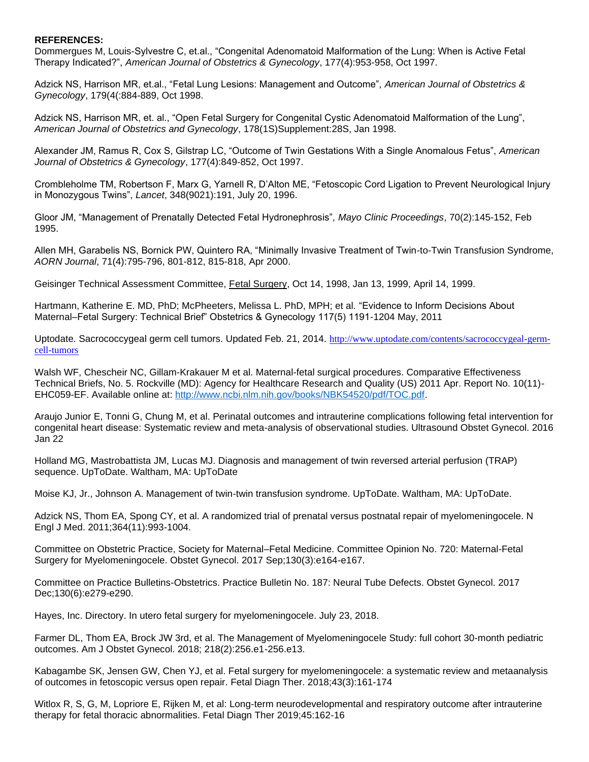**REFERENCES:**

Dommergues M, Louis-Sylvestre C, et.al., "Congenital Adenomatoid Malformation of the Lung: When is Active Fetal Therapy Indicated?", *American Journal of Obstetrics & Gynecology*, 177(4):953-958, Oct 1997.

Adzick NS, Harrison MR, et.al., "Fetal Lung Lesions: Management and Outcome", *American Journal of Obstetrics & Gynecology*, 179(4(:884-889, Oct 1998.

Adzick NS, Harrison MR, et. al., "Open Fetal Surgery for Congenital Cystic Adenomatoid Malformation of the Lung", *American Journal of Obstetrics and Gynecology*, 178(1S)Supplement:28S, Jan 1998.

Alexander JM, Ramus R, Cox S, Gilstrap LC, "Outcome of Twin Gestations With a Single Anomalous Fetus", *American Journal of Obstetrics & Gynecology*, 177(4):849-852, Oct 1997.

Crombleholme TM, Robertson F, Marx G, Yarnell R, D'Alton ME, "Fetoscopic Cord Ligation to Prevent Neurological Injury in Monozygous Twins", *Lancet*, 348(9021):191, July 20, 1996.

Gloor JM, "Management of Prenatally Detected Fetal Hydronephrosis", *Mayo Clinic Proceedings*, 70(2):145-152, Feb 1995.

Allen MH, Garabelis NS, Bornick PW, Quintero RA, "Minimally Invasive Treatment of Twin-to-Twin Transfusion Syndrome, *AORN Journal*, 71(4):795-796, 801-812, 815-818, Apr 2000.

Geisinger Technical Assessment Committee, Fetal Surgery, Oct 14, 1998, Jan 13, 1999, April 14, 1999.

Hartmann, Katherine E. MD, PhD; McPheeters, Melissa L. PhD, MPH; et al. "Evidence to Inform Decisions About Maternal–Fetal Surgery: Technical Brief" Obstetrics & Gynecology 117(5) 1191-1204 May, 2011

Uptodate. Sacrococcygeal germ cell tumors. Updated Feb. 21, 2014. http://www.uptodate.com/contents/sacrococcygeal-germ-cell-tumors

Walsh WF, Chescheir NC, Gillam-Krakauer M et al. Maternal-fetal surgical procedures. Comparative Effectiveness Technical Briefs, No. 5. Rockville (MD): Agency for Healthcare Research and Quality (US) 2011 Apr. Report No. 10(11)-EHC059-EF. Available online at: http://www.ncbi.nlm.nih.gov/books/NBK54520/pdf/TOC.pdf.

Araujo Junior E, Tonni G, Chung M, et al. Perinatal outcomes and intrauterine complications following fetal intervention for congenital heart disease: Systematic review and meta-analysis of observational studies. Ultrasound Obstet Gynecol. 2016 Jan 22

Holland MG, Mastrobattista JM, Lucas MJ. Diagnosis and management of twin reversed arterial perfusion (TRAP) sequence. UpToDate. Waltham, MA: UpToDate

Moise KJ, Jr., Johnson A. Management of twin-twin transfusion syndrome. UpToDate. Waltham, MA: UpToDate.

Adzick NS, Thom EA, Spong CY, et al. A randomized trial of prenatal versus postnatal repair of myelomeningocele. N Engl J Med. 2011;364(11):993-1004.

Committee on Obstetric Practice, Society for Maternal–Fetal Medicine. Committee Opinion No. 720: Maternal-Fetal Surgery for Myelomeningocele. Obstet Gynecol. 2017 Sep;130(3):e164-e167.

Committee on Practice Bulletins-Obstetrics. Practice Bulletin No. 187: Neural Tube Defects. Obstet Gynecol. 2017 Dec;130(6):e279-e290.

Hayes, Inc. Directory. In utero fetal surgery for myelomeningocele. July 23, 2018.

Farmer DL, Thom EA, Brock JW 3rd, et al. The Management of Myelomeningocele Study: full cohort 30-month pediatric outcomes. Am J Obstet Gynecol. 2018; 218(2):256.e1-256.e13.

Kabagambe SK, Jensen GW, Chen YJ, et al. Fetal surgery for myelomeningocele: a systematic review and metaanalysis of outcomes in fetoscopic versus open repair. Fetal Diagn Ther. 2018;43(3):161-174

Witlox R, S, G, M, Lopriore E, Rijken M, et al: Long-term neurodevelopmental and respiratory outcome after intrauterine therapy for fetal thoracic abnormalities. Fetal Diagn Ther 2019;45:162-16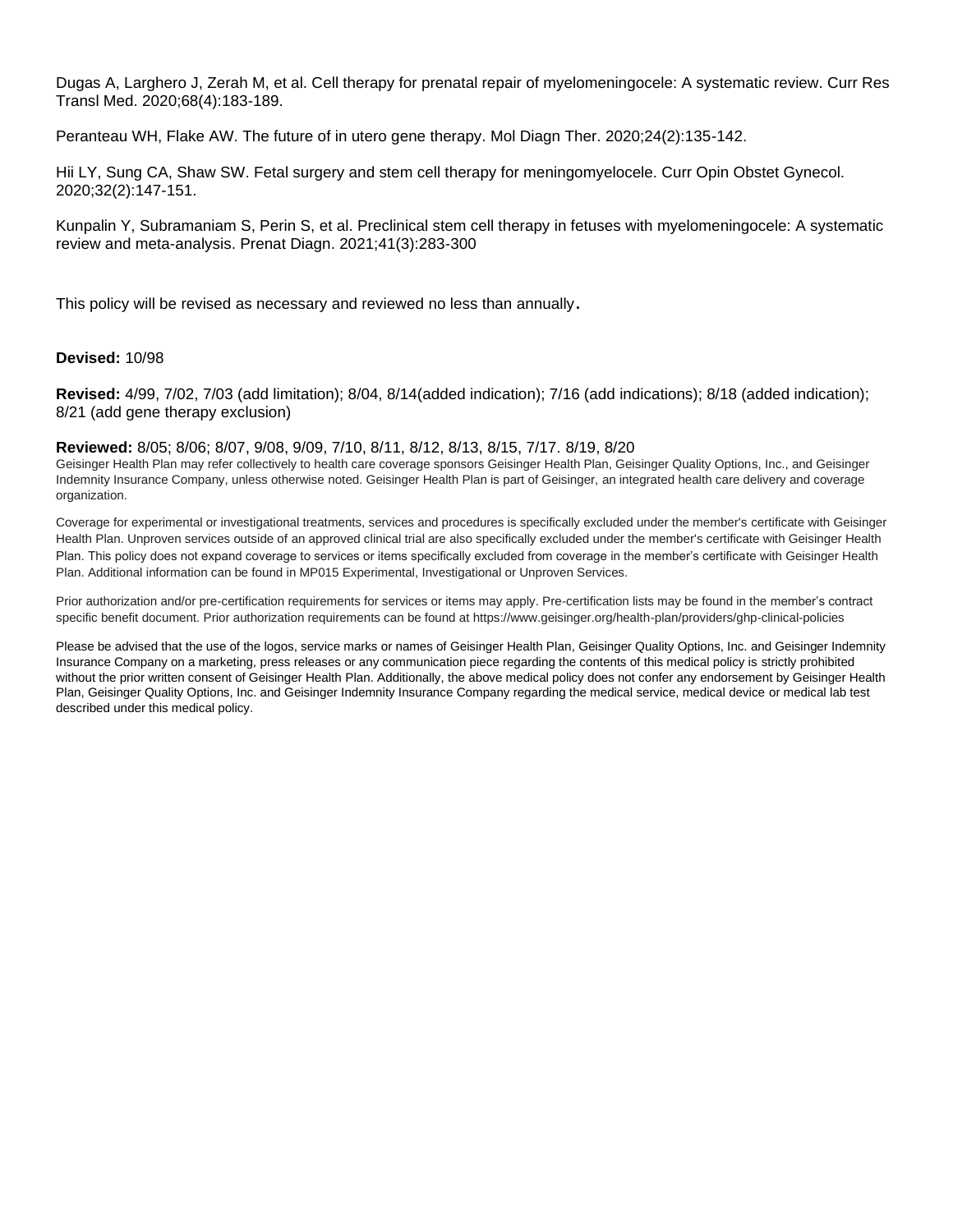Dugas A, Larghero J, Zerah M, et al. Cell therapy for prenatal repair of myelomeningocele: A systematic review. Curr Res Transl Med. 2020;68(4):183-189.

Peranteau WH, Flake AW. The future of in utero gene therapy. Mol Diagn Ther. 2020;24(2):135-142.

Hii LY, Sung CA, Shaw SW. Fetal surgery and stem cell therapy for meningomyelocele. Curr Opin Obstet Gynecol. 2020;32(2):147-151.

Kunpalin Y, Subramaniam S, Perin S, et al. Preclinical stem cell therapy in fetuses with myelomeningocele: A systematic review and meta-analysis. Prenat Diagn. 2021;41(3):283-300

This policy will be revised as necessary and reviewed no less than annually.

**Devised:** 10/98

**Revised:** 4/99, 7/02, 7/03 (add limitation); 8/04, 8/14(added indication); 7/16 (add indications); 8/18 (added indication); 8/21 (add gene therapy exclusion)

**Reviewed:** 8/05; 8/06; 8/07, 9/08, 9/09, 7/10, 8/11, 8/12, 8/13, 8/15, 7/17. 8/19, 8/20

Geisinger Health Plan may refer collectively to health care coverage sponsors Geisinger Health Plan, Geisinger Quality Options, Inc., and Geisinger Indemnity Insurance Company, unless otherwise noted. Geisinger Health Plan is part of Geisinger, an integrated health care delivery and coverage organization.

Coverage for experimental or investigational treatments, services and procedures is specifically excluded under the member's certificate with Geisinger Health Plan. Unproven services outside of an approved clinical trial are also specifically excluded under the member's certificate with Geisinger Health Plan. This policy does not expand coverage to services or items specifically excluded from coverage in the member's certificate with Geisinger Health Plan. Additional information can be found in MP015 Experimental, Investigational or Unproven Services.

Prior authorization and/or pre-certification requirements for services or items may apply. Pre-certification lists may be found in the member's contract specific benefit document. Prior authorization requirements can be found at https://www.geisinger.org/health-plan/providers/ghp-clinical-policies

Please be advised that the use of the logos, service marks or names of Geisinger Health Plan, Geisinger Quality Options, Inc. and Geisinger Indemnity Insurance Company on a marketing, press releases or any communication piece regarding the contents of this medical policy is strictly prohibited without the prior written consent of Geisinger Health Plan. Additionally, the above medical policy does not confer any endorsement by Geisinger Health Plan, Geisinger Quality Options, Inc. and Geisinger Indemnity Insurance Company regarding the medical service, medical device or medical lab test described under this medical policy.